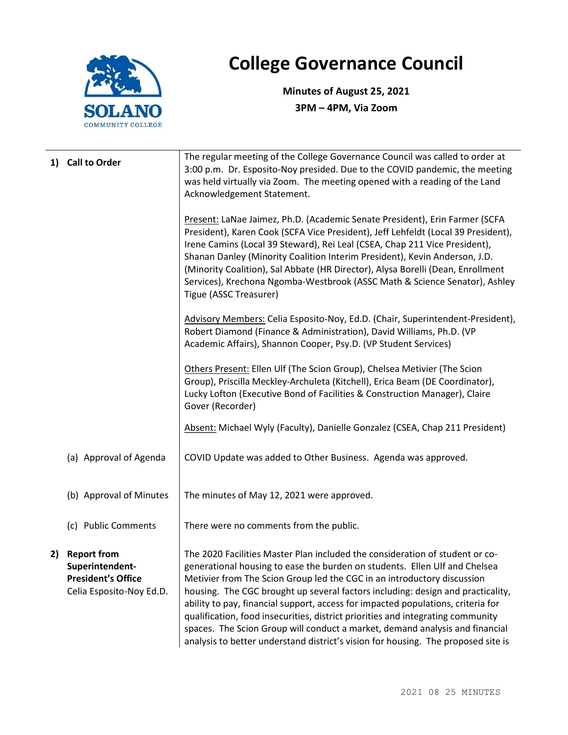# College Governance Council

**Minutes of August 25, 2021**
**3PM – 4PM, Via Zoom**

| | |
|---|---|
| **1) Call to Order** | The regular meeting of the College Governance Council was called to order at 3:00 p.m. Dr. Esposito-Noy presided. Due to the COVID pandemic, the meeting was held virtually via Zoom. The meeting opened with a reading of the Land Acknowledgement Statement.<br><br>Present: LaNae Jaimez, Ph.D. (Academic Senate President), Erin Farmer (SCFA President), Karen Cook (SCFA Vice President), Jeff Lehfeldt (Local 39 President), Irene Camins (Local 39 Steward), Rei Leal (CSEA, Chap 211 Vice President), Shanan Danley (Minority Coalition Interim President), Kevin Anderson, J.D. (Minority Coalition), Sal Abbate (HR Director), Alysa Borelli (Dean, Enrollment Services), Krechona Ngomba-Westbrook (ASSC Math & Science Senator), Ashley Tigue (ASSC Treasurer)<br><br>Advisory Members: Celia Esposito-Noy, Ed.D. (Chair, Superintendent-President), Robert Diamond (Finance & Administration), David Williams, Ph.D. (VP Academic Affairs), Shannon Cooper, Psy.D. (VP Student Services)<br><br>Others Present: Ellen Ulf (The Scion Group), Chelsea Metivier (The Scion Group), Priscilla Meckley-Archuleta (Kitchell), Erica Beam (DE Coordinator), Lucky Lofton (Executive Bond of Facilities & Construction Manager), Claire Gover (Recorder)<br><br>Absent: Michael Wyly (Faculty), Danielle Gonzalez (CSEA, Chap 211 President) |
| (a) Approval of Agenda | COVID Update was added to Other Business. Agenda was approved. |
| (b) Approval of Minutes | The minutes of May 12, 2021 were approved. |
| (c) Public Comments | There were no comments from the public. |
| **2) Report from Superintendent-President's Office**<br>Celia Esposito-Noy Ed.D. | The 2020 Facilities Master Plan included the consideration of student or co-generational housing to ease the burden on students. Ellen Ulf and Chelsea Metivier from The Scion Group led the CGC in an introductory discussion housing. The CGC brought up several factors including: design and practicality, ability to pay, financial support, access for impacted populations, criteria for qualification, food insecurities, district priorities and integrating community spaces. The Scion Group will conduct a market, demand analysis and financial analysis to better understand district's vision for housing. The proposed site is |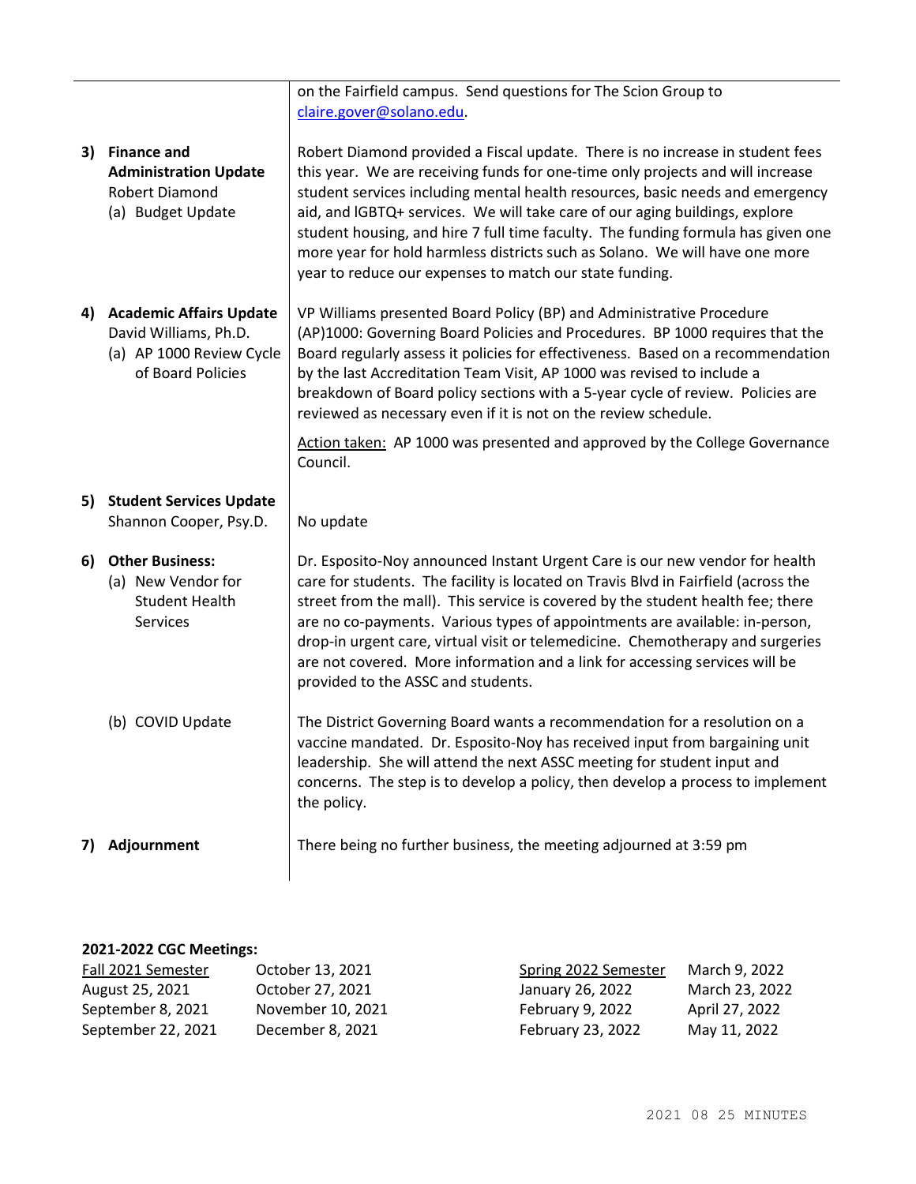| | |
|---|---|
| | on the Fairfield campus. Send questions for The Scion Group to claire.gover@solano.edu. |
| **3) Finance and Administration Update** Robert Diamond (a) Budget Update | Robert Diamond provided a Fiscal update. There is no increase in student fees this year. We are receiving funds for one-time only projects and will increase student services including mental health resources, basic needs and emergency aid, and lGBTQ+ services. We will take care of our aging buildings, explore student housing, and hire 7 full time faculty. The funding formula has given one more year for hold harmless districts such as Solano. We will have one more year to reduce our expenses to match our state funding. |
| **4) Academic Affairs Update** David Williams, Ph.D. (a) AP 1000 Review Cycle of Board Policies | VP Williams presented Board Policy (BP) and Administrative Procedure (AP)1000: Governing Board Policies and Procedures. BP 1000 requires that the Board regularly assess it policies for effectiveness. Based on a recommendation by the last Accreditation Team Visit, AP 1000 was revised to include a breakdown of Board policy sections with a 5-year cycle of review. Policies are reviewed as necessary even if it is not on the review schedule.<br><br>Action taken: AP 1000 was presented and approved by the College Governance Council. |
| **5) Student Services Update** Shannon Cooper, Psy.D. | No update |
| **6) Other Business:** (a) New Vendor for Student Health Services | Dr. Esposito-Noy announced Instant Urgent Care is our new vendor for health care for students. The facility is located on Travis Blvd in Fairfield (across the street from the mall). This service is covered by the student health fee; there are no co-payments. Various types of appointments are available: in-person, drop-in urgent care, virtual visit or telemedicine. Chemotherapy and surgeries are not covered. More information and a link for accessing services will be provided to the ASSC and students. |
| (b) COVID Update | The District Governing Board wants a recommendation for a resolution on a vaccine mandated. Dr. Esposito-Noy has received input from bargaining unit leadership. She will attend the next ASSC meeting for student input and concerns. The step is to develop a policy, then develop a process to implement the policy. |
| **7) Adjournment** | There being no further business, the meeting adjourned at 3:59 pm |

**2021-2022 CGC Meetings:**

| | | | |
|---|---|---|---|
| Fall 2021 Semester | October 13, 2021 | Spring 2022 Semester | March 9, 2022 |
| August 25, 2021 | October 27, 2021 | January 26, 2022 | March 23, 2022 |
| September 8, 2021 | November 10, 2021 | February 9, 2022 | April 27, 2022 |
| September 22, 2021 | December 8, 2021 | February 23, 2022 | May 11, 2022 |